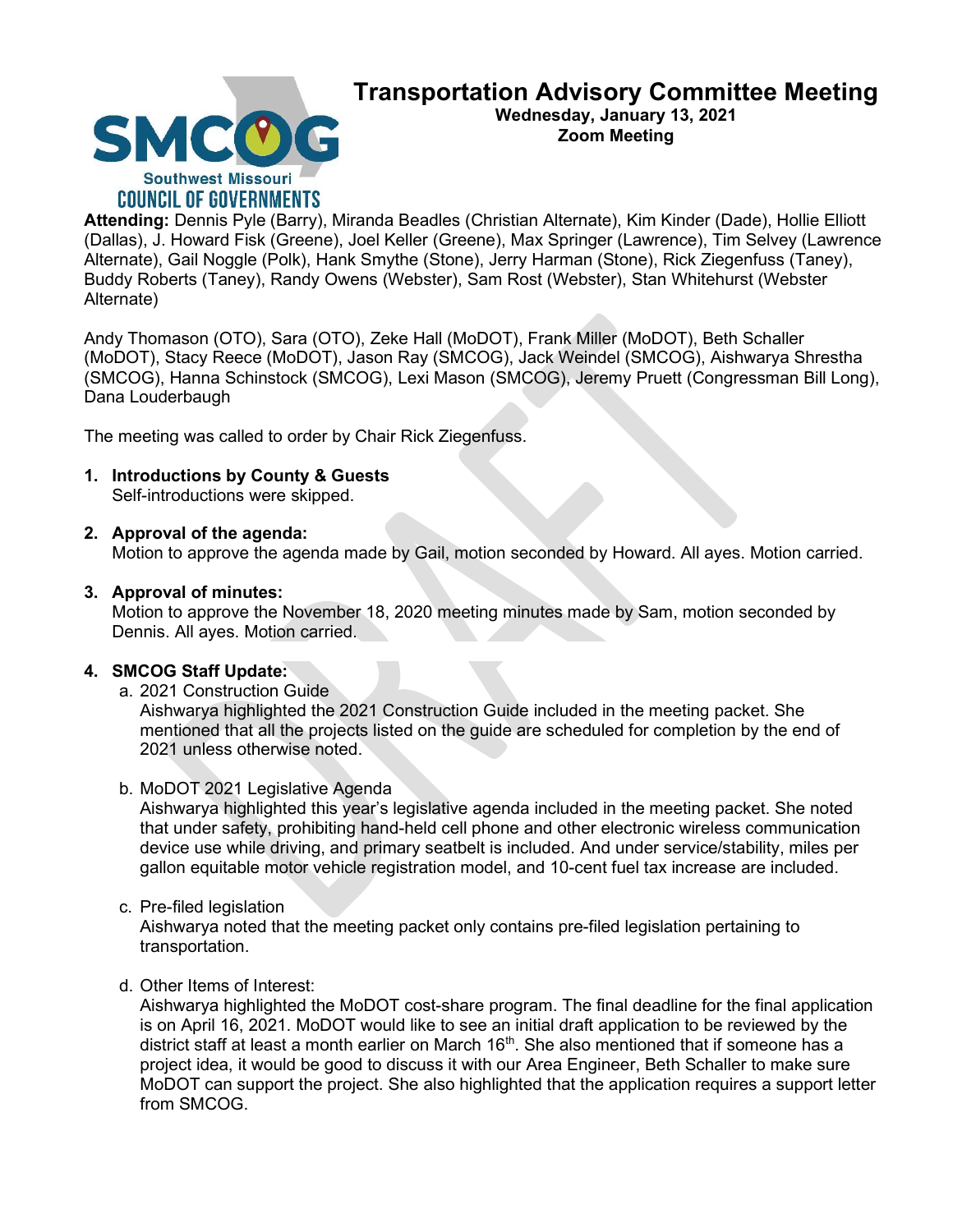# Transportation Advisory Committee Meeting

**Wednesday, January 13, 2021**
**Zoom Meeting**

**Attending:** Dennis Pyle (Barry), Miranda Beadles (Christian Alternate), Kim Kinder (Dade), Hollie Elliott (Dallas), J. Howard Fisk (Greene), Joel Keller (Greene), Max Springer (Lawrence), Tim Selvey (Lawrence Alternate), Gail Noggle (Polk), Hank Smythe (Stone), Jerry Harman (Stone), Rick Ziegenfuss (Taney), Buddy Roberts (Taney), Randy Owens (Webster), Sam Rost (Webster), Stan Whitehurst (Webster Alternate)

Andy Thomason (OTO), Sara (OTO), Zeke Hall (MoDOT), Frank Miller (MoDOT), Beth Schaller (MoDOT), Stacy Reece (MoDOT), Jason Ray (SMCOG), Jack Weindel (SMCOG), Aishwarya Shrestha (SMCOG), Hanna Schinstock (SMCOG), Lexi Mason (SMCOG), Jeremy Pruett (Congressman Bill Long), Dana Louderbaugh

The meeting was called to order by Chair Rick Ziegenfuss.

1. **Introductions by County & Guests**
   Self-introductions were skipped.

2. **Approval of the agenda:**
   Motion to approve the agenda made by Gail, motion seconded by Howard. All ayes. Motion carried.

3. **Approval of minutes:**
   Motion to approve the November 18, 2020 meeting minutes made by Sam, motion seconded by Dennis. All ayes. Motion carried.

4. **SMCOG Staff Update:**
   a. 2021 Construction Guide
      Aishwarya highlighted the 2021 Construction Guide included in the meeting packet. She mentioned that all the projects listed on the guide are scheduled for completion by the end of 2021 unless otherwise noted.

   b. MoDOT 2021 Legislative Agenda
      Aishwarya highlighted this year's legislative agenda included in the meeting packet. She noted that under safety, prohibiting hand-held cell phone and other electronic wireless communication device use while driving, and primary seatbelt is included. And under service/stability, miles per gallon equitable motor vehicle registration model, and 10-cent fuel tax increase are included.

   c. Pre-filed legislation
      Aishwarya noted that the meeting packet only contains pre-filed legislation pertaining to transportation.

   d. Other Items of Interest:
      Aishwarya highlighted the MoDOT cost-share program. The final deadline for the final application is on April 16, 2021. MoDOT would like to see an initial draft application to be reviewed by the district staff at least a month earlier on March 16th. She also mentioned that if someone has a project idea, it would be good to discuss it with our Area Engineer, Beth Schaller to make sure MoDOT can support the project. She also highlighted that the application requires a support letter from SMCOG.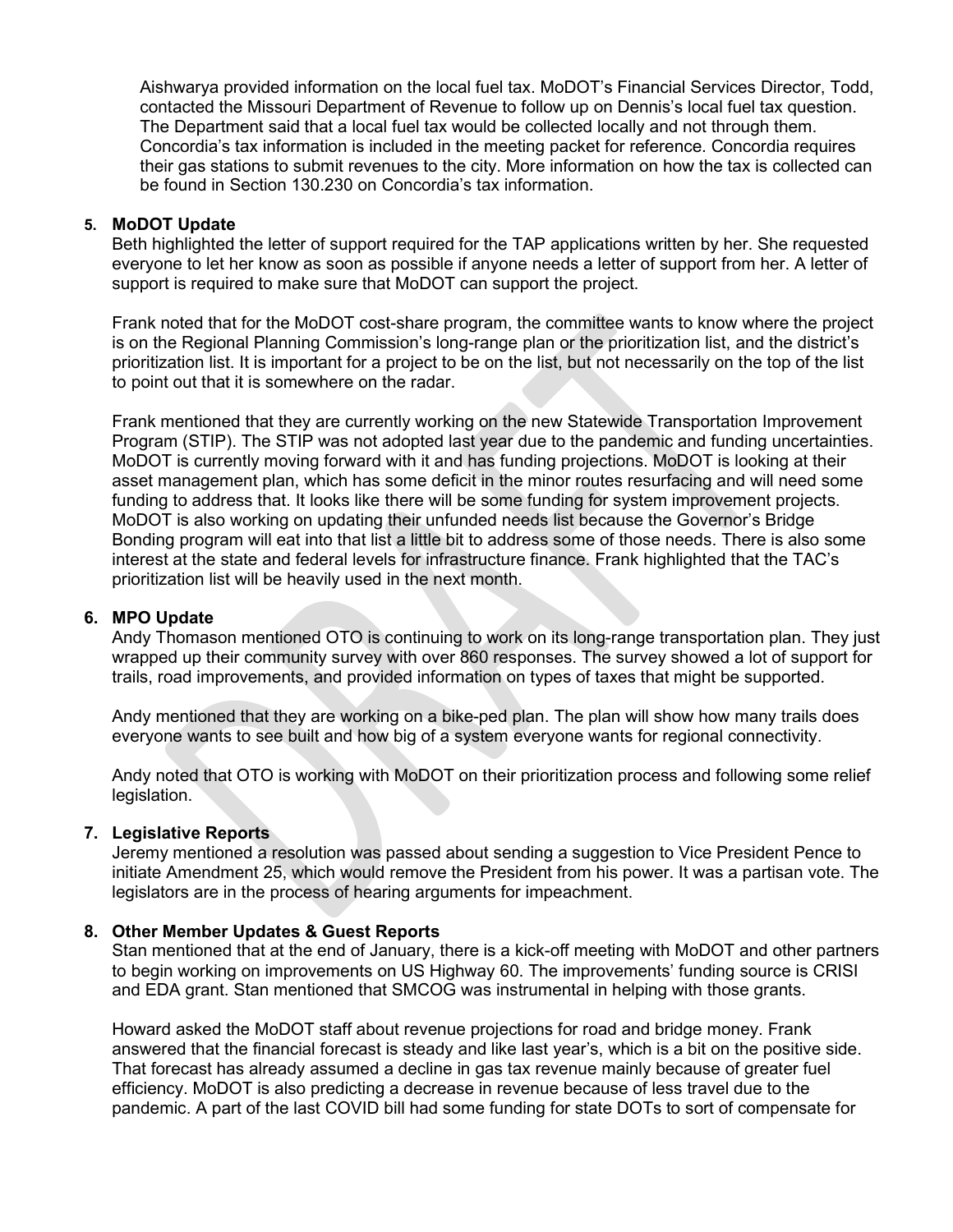Aishwarya provided information on the local fuel tax. MoDOT's Financial Services Director, Todd, contacted the Missouri Department of Revenue to follow up on Dennis's local fuel tax question. The Department said that a local fuel tax would be collected locally and not through them. Concordia's tax information is included in the meeting packet for reference. Concordia requires their gas stations to submit revenues to the city. More information on how the tax is collected can be found in Section 130.230 on Concordia's tax information.

5. **MoDOT Update**

Beth highlighted the letter of support required for the TAP applications written by her. She requested everyone to let her know as soon as possible if anyone needs a letter of support from her. A letter of support is required to make sure that MoDOT can support the project.

Frank noted that for the MoDOT cost-share program, the committee wants to know where the project is on the Regional Planning Commission's long-range plan or the prioritization list, and the district's prioritization list. It is important for a project to be on the list, but not necessarily on the top of the list to point out that it is somewhere on the radar.

Frank mentioned that they are currently working on the new Statewide Transportation Improvement Program (STIP). The STIP was not adopted last year due to the pandemic and funding uncertainties. MoDOT is currently moving forward with it and has funding projections. MoDOT is looking at their asset management plan, which has some deficit in the minor routes resurfacing and will need some funding to address that. It looks like there will be some funding for system improvement projects. MoDOT is also working on updating their unfunded needs list because the Governor's Bridge Bonding program will eat into that list a little bit to address some of those needs. There is also some interest at the state and federal levels for infrastructure finance. Frank highlighted that the TAC's prioritization list will be heavily used in the next month.

6. **MPO Update**

Andy Thomason mentioned OTO is continuing to work on its long-range transportation plan. They just wrapped up their community survey with over 860 responses. The survey showed a lot of support for trails, road improvements, and provided information on types of taxes that might be supported.

Andy mentioned that they are working on a bike-ped plan. The plan will show how many trails does everyone wants to see built and how big of a system everyone wants for regional connectivity.

Andy noted that OTO is working with MoDOT on their prioritization process and following some relief legislation.

7. **Legislative Reports**

Jeremy mentioned a resolution was passed about sending a suggestion to Vice President Pence to initiate Amendment 25, which would remove the President from his power. It was a partisan vote. The legislators are in the process of hearing arguments for impeachment.

8. **Other Member Updates & Guest Reports**

Stan mentioned that at the end of January, there is a kick-off meeting with MoDOT and other partners to begin working on improvements on US Highway 60. The improvements' funding source is CRISI and EDA grant. Stan mentioned that SMCOG was instrumental in helping with those grants.

Howard asked the MoDOT staff about revenue projections for road and bridge money. Frank answered that the financial forecast is steady and like last year's, which is a bit on the positive side. That forecast has already assumed a decline in gas tax revenue mainly because of greater fuel efficiency. MoDOT is also predicting a decrease in revenue because of less travel due to the pandemic. A part of the last COVID bill had some funding for state DOTs to sort of compensate for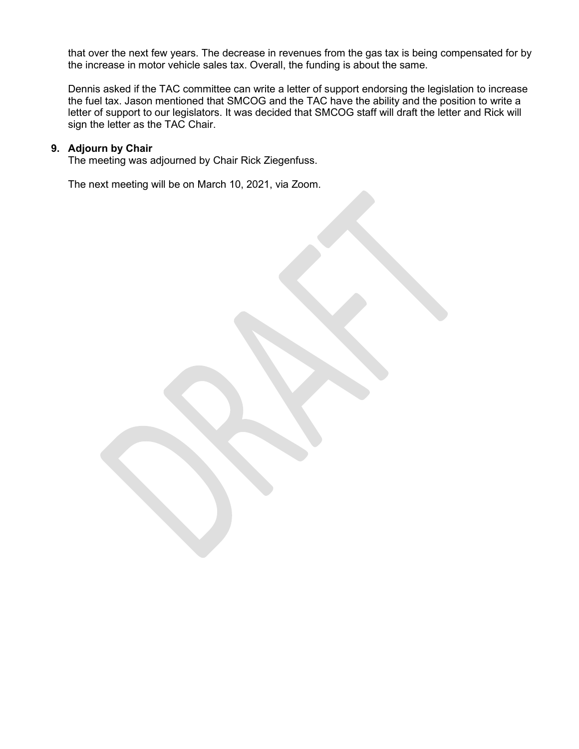that over the next few years. The decrease in revenues from the gas tax is being compensated for by the increase in motor vehicle sales tax. Overall, the funding is about the same.

Dennis asked if the TAC committee can write a letter of support endorsing the legislation to increase the fuel tax. Jason mentioned that SMCOG and the TAC have the ability and the position to write a letter of support to our legislators. It was decided that SMCOG staff will draft the letter and Rick will sign the letter as the TAC Chair.

**9. Adjourn by Chair**

The meeting was adjourned by Chair Rick Ziegenfuss.

The next meeting will be on March 10, 2021, via Zoom.